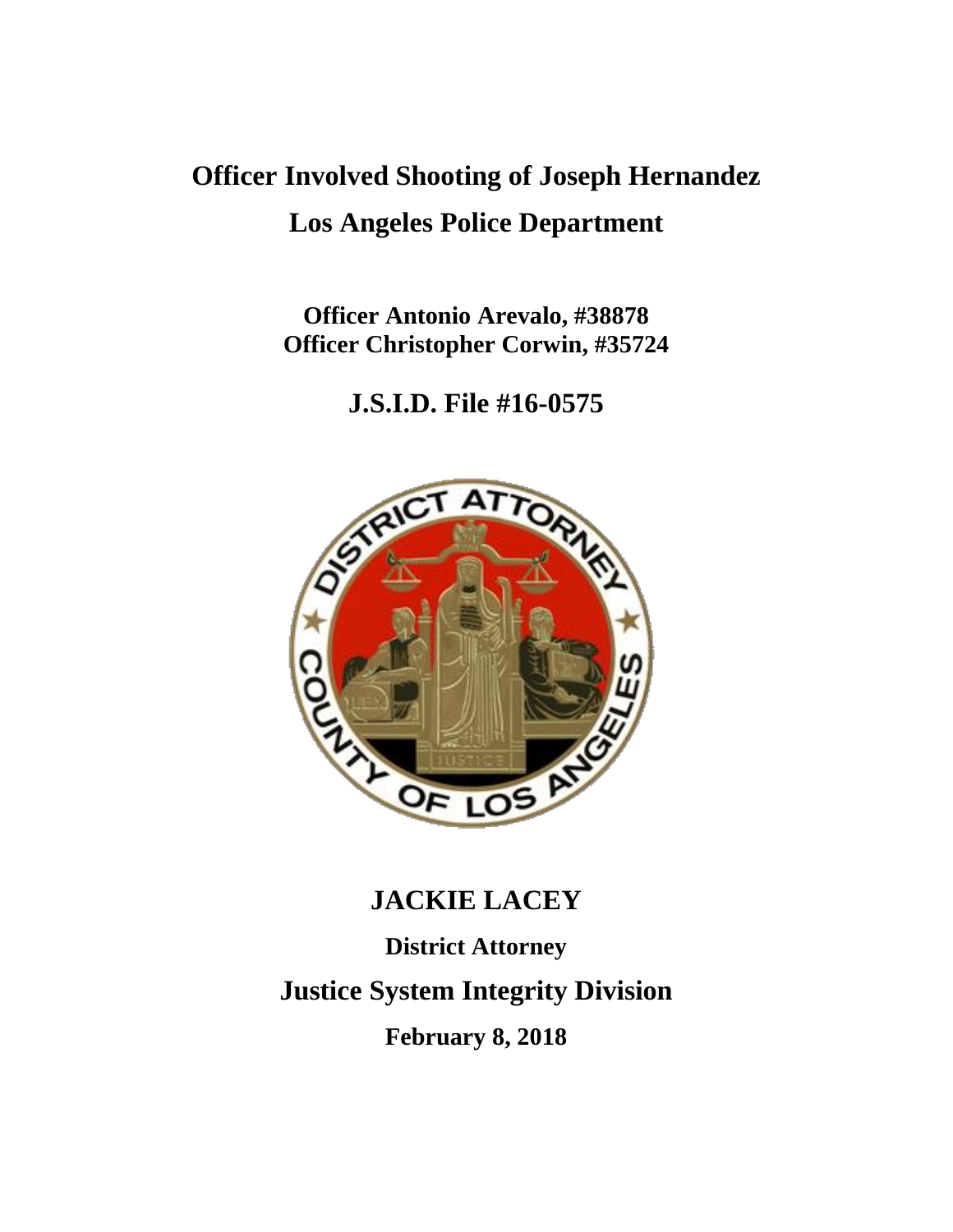# Officer Involved Shooting of Joseph Hernandez

# Los Angeles Police Department

**Officer Antonio Arevalo, #38878**
**Officer Christopher Corwin, #35724**

## J.S.I.D. File #16-0575

## JACKIE LACEY

**District Attorney**

## Justice System Integrity Division

**February 8, 2018**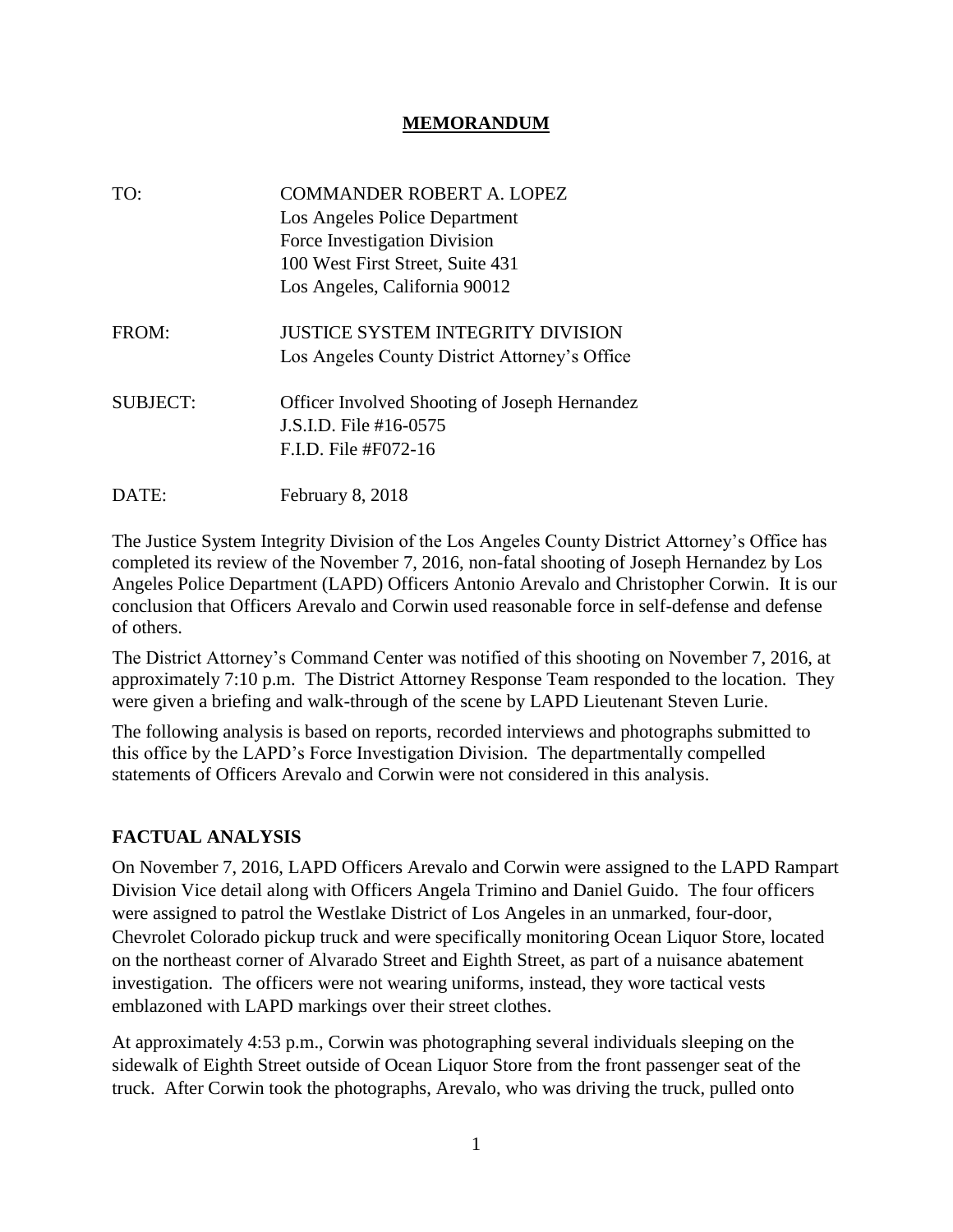# MEMORANDUM

| | |
|---|---|
| TO: | COMMANDER ROBERT A. LOPEZ<br>Los Angeles Police Department<br>Force Investigation Division<br>100 West First Street, Suite 431<br>Los Angeles, California 90012 |
| FROM: | JUSTICE SYSTEM INTEGRITY DIVISION<br>Los Angeles County District Attorney's Office |
| SUBJECT: | Officer Involved Shooting of Joseph Hernandez<br>J.S.I.D. File #16-0575<br>F.I.D. File #F072-16 |
| DATE: | February 8, 2018 |

The Justice System Integrity Division of the Los Angeles County District Attorney's Office has completed its review of the November 7, 2016, non-fatal shooting of Joseph Hernandez by Los Angeles Police Department (LAPD) Officers Antonio Arevalo and Christopher Corwin. It is our conclusion that Officers Arevalo and Corwin used reasonable force in self-defense and defense of others.

The District Attorney's Command Center was notified of this shooting on November 7, 2016, at approximately 7:10 p.m. The District Attorney Response Team responded to the location. They were given a briefing and walk-through of the scene by LAPD Lieutenant Steven Lurie.

The following analysis is based on reports, recorded interviews and photographs submitted to this office by the LAPD's Force Investigation Division. The departmentally compelled statements of Officers Arevalo and Corwin were not considered in this analysis.

## FACTUAL ANALYSIS

On November 7, 2016, LAPD Officers Arevalo and Corwin were assigned to the LAPD Rampart Division Vice detail along with Officers Angela Trimino and Daniel Guido. The four officers were assigned to patrol the Westlake District of Los Angeles in an unmarked, four-door, Chevrolet Colorado pickup truck and were specifically monitoring Ocean Liquor Store, located on the northeast corner of Alvarado Street and Eighth Street, as part of a nuisance abatement investigation. The officers were not wearing uniforms, instead, they wore tactical vests emblazoned with LAPD markings over their street clothes.

At approximately 4:53 p.m., Corwin was photographing several individuals sleeping on the sidewalk of Eighth Street outside of Ocean Liquor Store from the front passenger seat of the truck. After Corwin took the photographs, Arevalo, who was driving the truck, pulled onto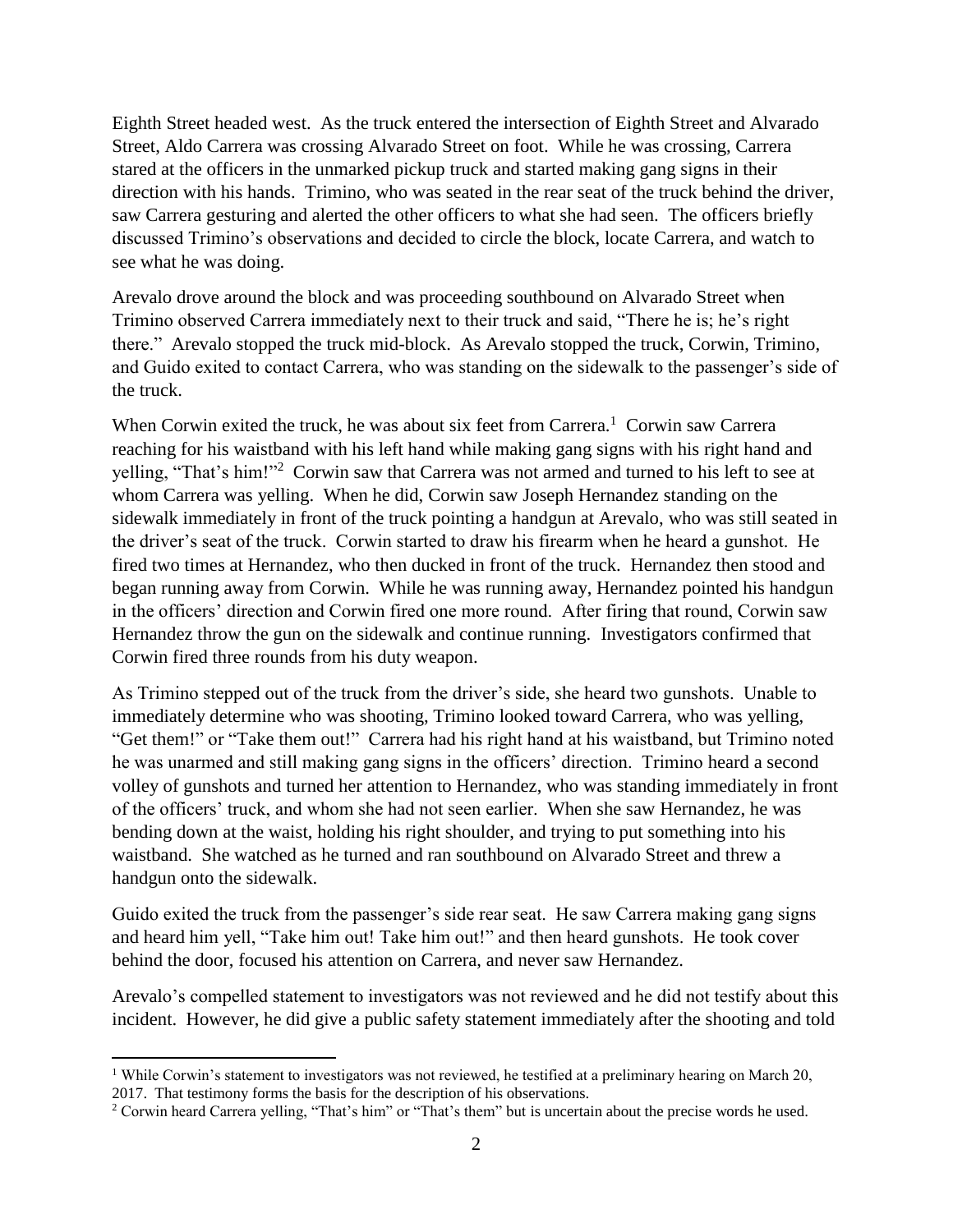Eighth Street headed west. As the truck entered the intersection of Eighth Street and Alvarado Street, Aldo Carrera was crossing Alvarado Street on foot. While he was crossing, Carrera stared at the officers in the unmarked pickup truck and started making gang signs in their direction with his hands. Trimino, who was seated in the rear seat of the truck behind the driver, saw Carrera gesturing and alerted the other officers to what she had seen. The officers briefly discussed Trimino's observations and decided to circle the block, locate Carrera, and watch to see what he was doing.

Arevalo drove around the block and was proceeding southbound on Alvarado Street when Trimino observed Carrera immediately next to their truck and said, "There he is; he's right there." Arevalo stopped the truck mid-block. As Arevalo stopped the truck, Corwin, Trimino, and Guido exited to contact Carrera, who was standing on the sidewalk to the passenger's side of the truck.

When Corwin exited the truck, he was about six feet from Carrera.[1] Corwin saw Carrera reaching for his waistband with his left hand while making gang signs with his right hand and yelling, "That's him!"[2] Corwin saw that Carrera was not armed and turned to his left to see at whom Carrera was yelling. When he did, Corwin saw Joseph Hernandez standing on the sidewalk immediately in front of the truck pointing a handgun at Arevalo, who was still seated in the driver's seat of the truck. Corwin started to draw his firearm when he heard a gunshot. He fired two times at Hernandez, who then ducked in front of the truck. Hernandez then stood and began running away from Corwin. While he was running away, Hernandez pointed his handgun in the officers' direction and Corwin fired one more round. After firing that round, Corwin saw Hernandez throw the gun on the sidewalk and continue running. Investigators confirmed that Corwin fired three rounds from his duty weapon.

As Trimino stepped out of the truck from the driver's side, she heard two gunshots. Unable to immediately determine who was shooting, Trimino looked toward Carrera, who was yelling, "Get them!" or "Take them out!" Carrera had his right hand at his waistband, but Trimino noted he was unarmed and still making gang signs in the officers' direction. Trimino heard a second volley of gunshots and turned her attention to Hernandez, who was standing immediately in front of the officers' truck, and whom she had not seen earlier. When she saw Hernandez, he was bending down at the waist, holding his right shoulder, and trying to put something into his waistband. She watched as he turned and ran southbound on Alvarado Street and threw a handgun onto the sidewalk.

Guido exited the truck from the passenger's side rear seat. He saw Carrera making gang signs and heard him yell, "Take him out! Take him out!" and then heard gunshots. He took cover behind the door, focused his attention on Carrera, and never saw Hernandez.

Arevalo's compelled statement to investigators was not reviewed and he did not testify about this incident. However, he did give a public safety statement immediately after the shooting and told

[1] While Corwin's statement to investigators was not reviewed, he testified at a preliminary hearing on March 20, 2017. That testimony forms the basis for the description of his observations.

[2] Corwin heard Carrera yelling, "That's him" or "That's them" but is uncertain about the precise words he used.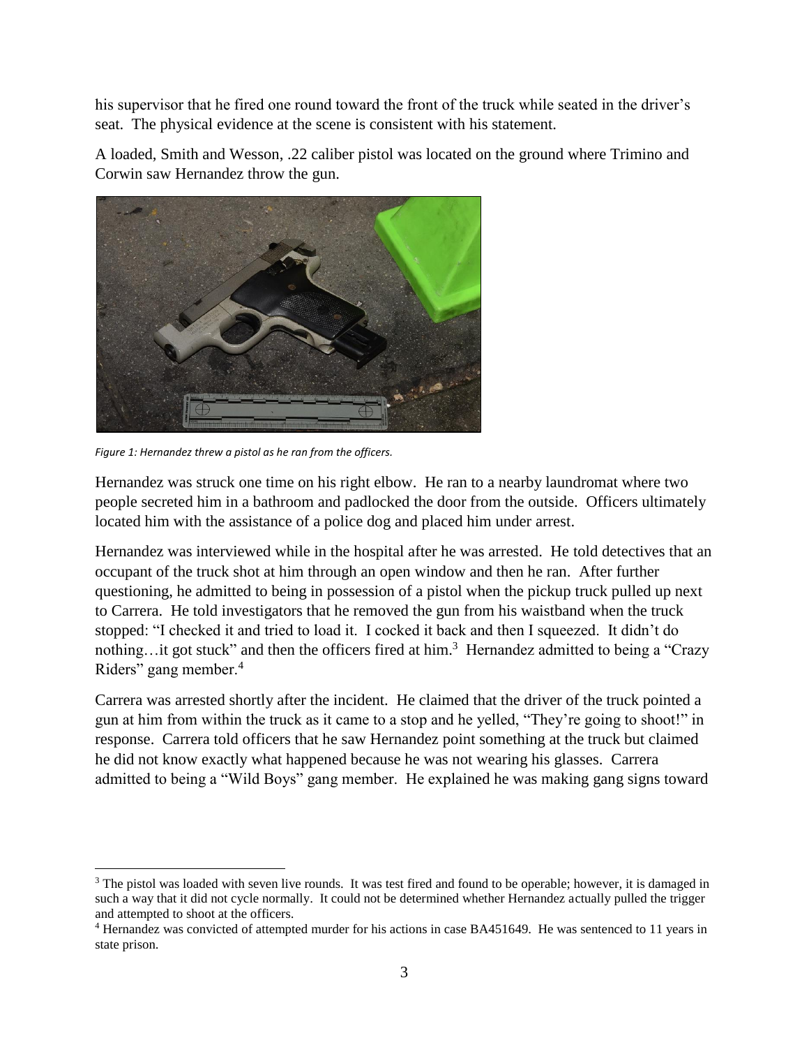his supervisor that he fired one round toward the front of the truck while seated in the driver's seat. The physical evidence at the scene is consistent with his statement.

A loaded, Smith and Wesson, .22 caliber pistol was located on the ground where Trimino and Corwin saw Hernandez throw the gun.

*Figure 1: Hernandez threw a pistol as he ran from the officers.*

Hernandez was struck one time on his right elbow. He ran to a nearby laundromat where two people secreted him in a bathroom and padlocked the door from the outside. Officers ultimately located him with the assistance of a police dog and placed him under arrest.

Hernandez was interviewed while in the hospital after he was arrested. He told detectives that an occupant of the truck shot at him through an open window and then he ran. After further questioning, he admitted to being in possession of a pistol when the pickup truck pulled up next to Carrera. He told investigators that he removed the gun from his waistband when the truck stopped: "I checked it and tried to load it. I cocked it back and then I squeezed. It didn't do nothing…it got stuck" and then the officers fired at him.[3] Hernandez admitted to being a "Crazy Riders" gang member.[4]

Carrera was arrested shortly after the incident. He claimed that the driver of the truck pointed a gun at him from within the truck as it came to a stop and he yelled, "They're going to shoot!" in response. Carrera told officers that he saw Hernandez point something at the truck but claimed he did not know exactly what happened because he was not wearing his glasses. Carrera admitted to being a "Wild Boys" gang member. He explained he was making gang signs toward

---

[3] The pistol was loaded with seven live rounds. It was test fired and found to be operable; however, it is damaged in such a way that it did not cycle normally. It could not be determined whether Hernandez actually pulled the trigger and attempted to shoot at the officers.

[4] Hernandez was convicted of attempted murder for his actions in case BA451649. He was sentenced to 11 years in state prison.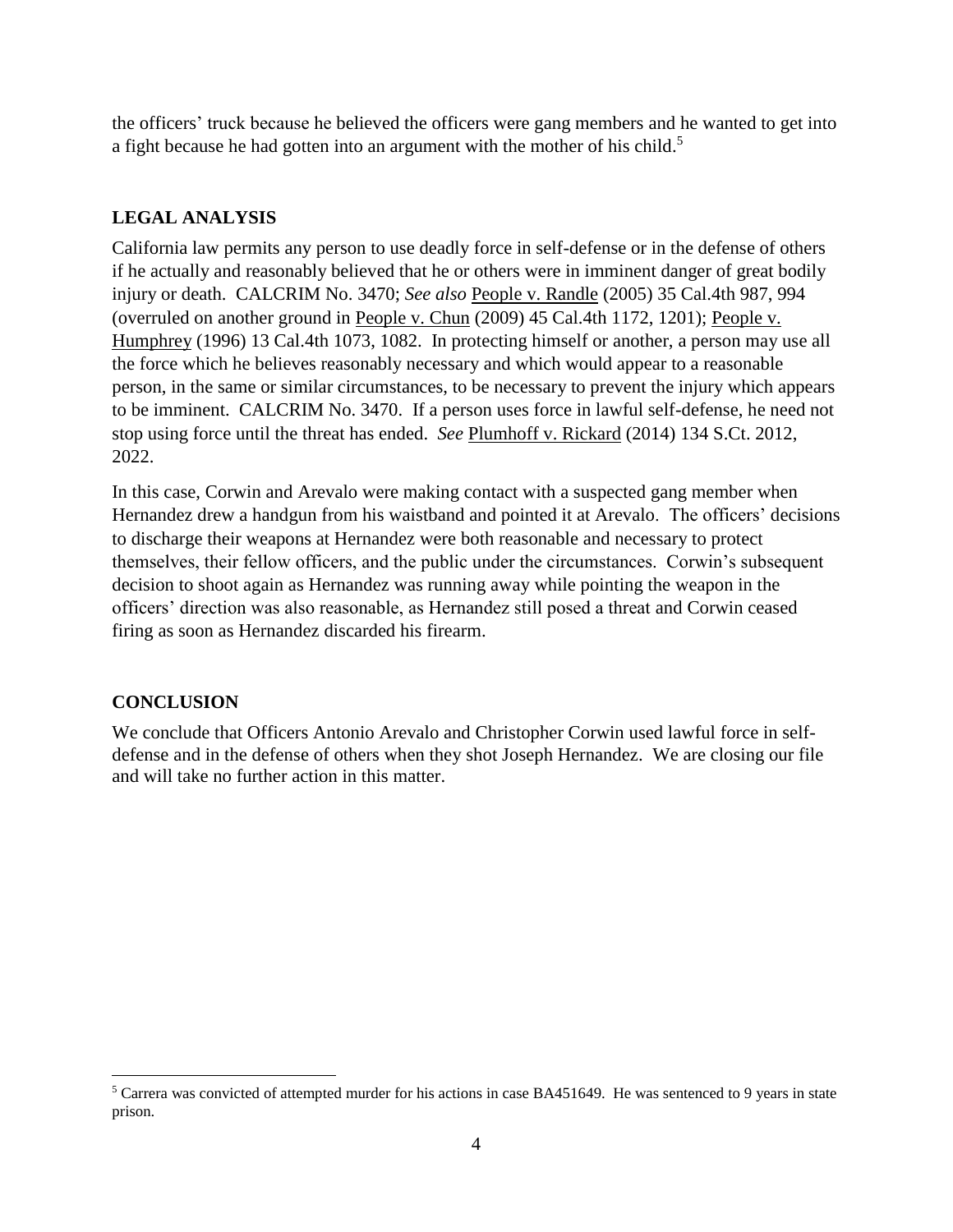the officers' truck because he believed the officers were gang members and he wanted to get into a fight because he had gotten into an argument with the mother of his child.[5]

## LEGAL ANALYSIS

California law permits any person to use deadly force in self-defense or in the defense of others if he actually and reasonably believed that he or others were in imminent danger of great bodily injury or death. CALCRIM No. 3470; *See also* People v. Randle (2005) 35 Cal.4th 987, 994 (overruled on another ground in People v. Chun (2009) 45 Cal.4th 1172, 1201); People v. Humphrey (1996) 13 Cal.4th 1073, 1082. In protecting himself or another, a person may use all the force which he believes reasonably necessary and which would appear to a reasonable person, in the same or similar circumstances, to be necessary to prevent the injury which appears to be imminent. CALCRIM No. 3470. If a person uses force in lawful self-defense, he need not stop using force until the threat has ended. *See* Plumhoff v. Rickard (2014) 134 S.Ct. 2012, 2022.

In this case, Corwin and Arevalo were making contact with a suspected gang member when Hernandez drew a handgun from his waistband and pointed it at Arevalo. The officers' decisions to discharge their weapons at Hernandez were both reasonable and necessary to protect themselves, their fellow officers, and the public under the circumstances. Corwin's subsequent decision to shoot again as Hernandez was running away while pointing the weapon in the officers' direction was also reasonable, as Hernandez still posed a threat and Corwin ceased firing as soon as Hernandez discarded his firearm.

## CONCLUSION

We conclude that Officers Antonio Arevalo and Christopher Corwin used lawful force in self-defense and in the defense of others when they shot Joseph Hernandez. We are closing our file and will take no further action in this matter.

---

[5] Carrera was convicted of attempted murder for his actions in case BA451649. He was sentenced to 9 years in state prison.